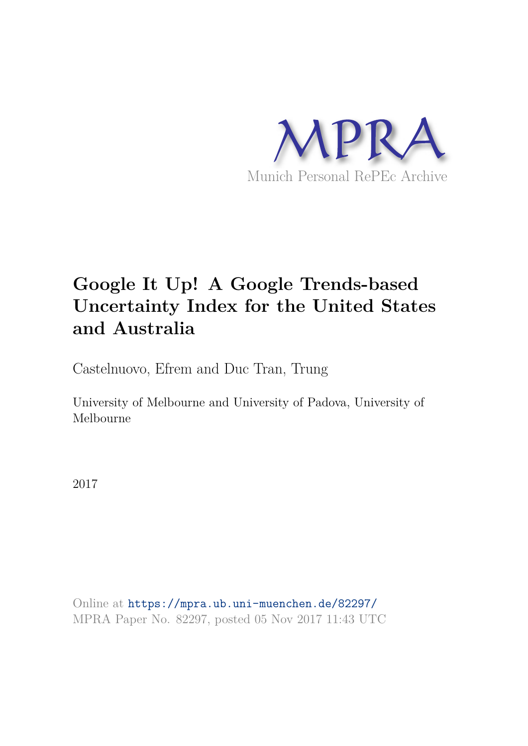MPRA

Munich Personal RePEc Archive

# Google It Up! A Google Trends-based Uncertainty Index for the United States and Australia

Castelnuovo, Efrem and Duc Tran, Trung

University of Melbourne and University of Padova, University of Melbourne

2017

Online at https://mpra.ub.uni-muenchen.de/82297/
MPRA Paper No. 82297, posted 05 Nov 2017 11:43 UTC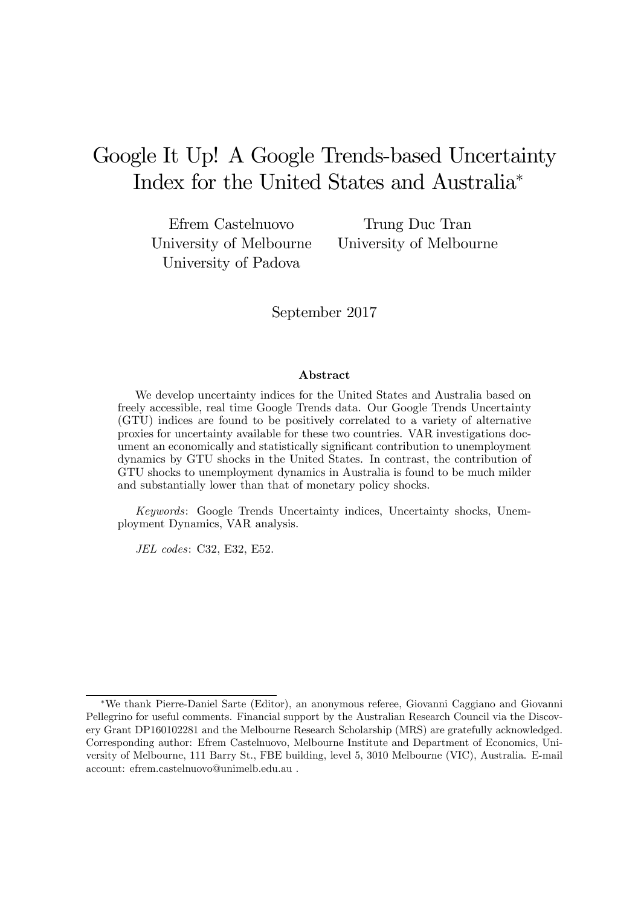# Google It Up! A Google Trends-based Uncertainty Index for the United States and Australia*

Efrem Castelnuovo
University of Melbourne
University of Padova

Trung Duc Tran
University of Melbourne

September 2017

### Abstract

We develop uncertainty indices for the United States and Australia based on freely accessible, real time Google Trends data. Our Google Trends Uncertainty (GTU) indices are found to be positively correlated to a variety of alternative proxies for uncertainty available for these two countries. VAR investigations document an economically and statistically significant contribution to unemployment dynamics by GTU shocks in the United States. In contrast, the contribution of GTU shocks to unemployment dynamics in Australia is found to be much milder and substantially lower than that of monetary policy shocks.

*Keywords*: Google Trends Uncertainty indices, Uncertainty shocks, Unemployment Dynamics, VAR analysis.

*JEL codes*: C32, E32, E52.

---

*We thank Pierre-Daniel Sarte (Editor), an anonymous referee, Giovanni Caggiano and Giovanni Pellegrino for useful comments. Financial support by the Australian Research Council via the Discovery Grant DP160102281 and the Melbourne Research Scholarship (MRS) are gratefully acknowledged. Corresponding author: Efrem Castelnuovo, Melbourne Institute and Department of Economics, University of Melbourne, 111 Barry St., FBE building, level 5, 3010 Melbourne (VIC), Australia. E-mail account: efrem.castelnuovo@unimelb.edu.au .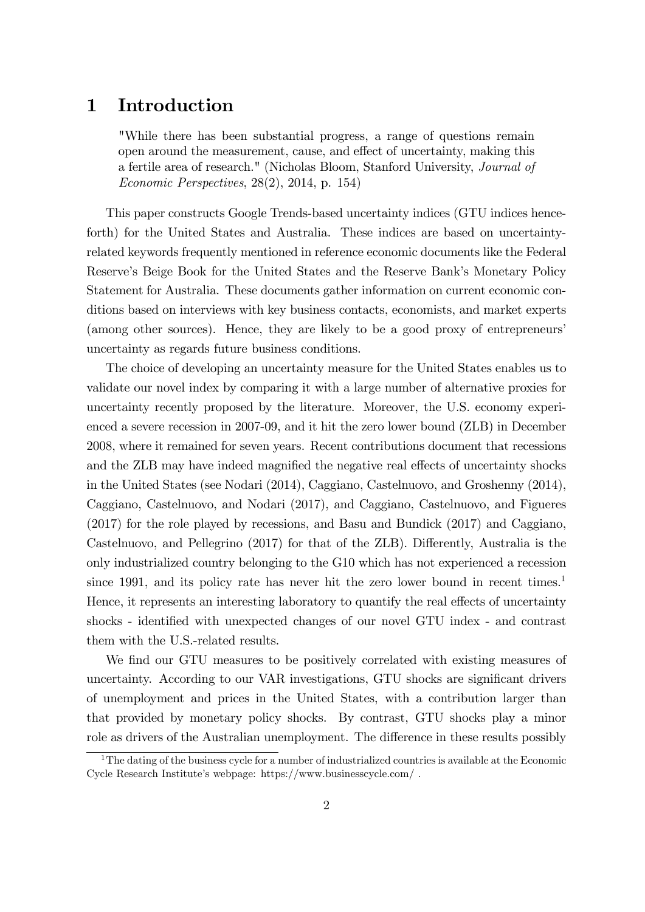# 1 Introduction

> "While there has been substantial progress, a range of questions remain open around the measurement, cause, and effect of uncertainty, making this a fertile area of research." (Nicholas Bloom, Stanford University, *Journal of Economic Perspectives*, 28(2), 2014, p. 154)

This paper constructs Google Trends-based uncertainty indices (GTU indices henceforth) for the United States and Australia. These indices are based on uncertainty-related keywords frequently mentioned in reference economic documents like the Federal Reserve's Beige Book for the United States and the Reserve Bank's Monetary Policy Statement for Australia. These documents gather information on current economic conditions based on interviews with key business contacts, economists, and market experts (among other sources). Hence, they are likely to be a good proxy of entrepreneurs' uncertainty as regards future business conditions.

The choice of developing an uncertainty measure for the United States enables us to validate our novel index by comparing it with a large number of alternative proxies for uncertainty recently proposed by the literature. Moreover, the U.S. economy experienced a severe recession in 2007-09, and it hit the zero lower bound (ZLB) in December 2008, where it remained for seven years. Recent contributions document that recessions and the ZLB may have indeed magnified the negative real effects of uncertainty shocks in the United States (see Nodari (2014), Caggiano, Castelnuovo, and Groshenny (2014), Caggiano, Castelnuovo, and Nodari (2017), and Caggiano, Castelnuovo, and Figueres (2017) for the role played by recessions, and Basu and Bundick (2017) and Caggiano, Castelnuovo, and Pellegrino (2017) for that of the ZLB). Differently, Australia is the only industrialized country belonging to the G10 which has not experienced a recession since 1991, and its policy rate has never hit the zero lower bound in recent times.[1] Hence, it represents an interesting laboratory to quantify the real effects of uncertainty shocks - identified with unexpected changes of our novel GTU index - and contrast them with the U.S.-related results.

We find our GTU measures to be positively correlated with existing measures of uncertainty. According to our VAR investigations, GTU shocks are significant drivers of unemployment and prices in the United States, with a contribution larger than that provided by monetary policy shocks. By contrast, GTU shocks play a minor role as drivers of the Australian unemployment. The difference in these results possibly

[1] The dating of the business cycle for a number of industrialized countries is available at the Economic Cycle Research Institute's webpage: https://www.businesscycle.com/ .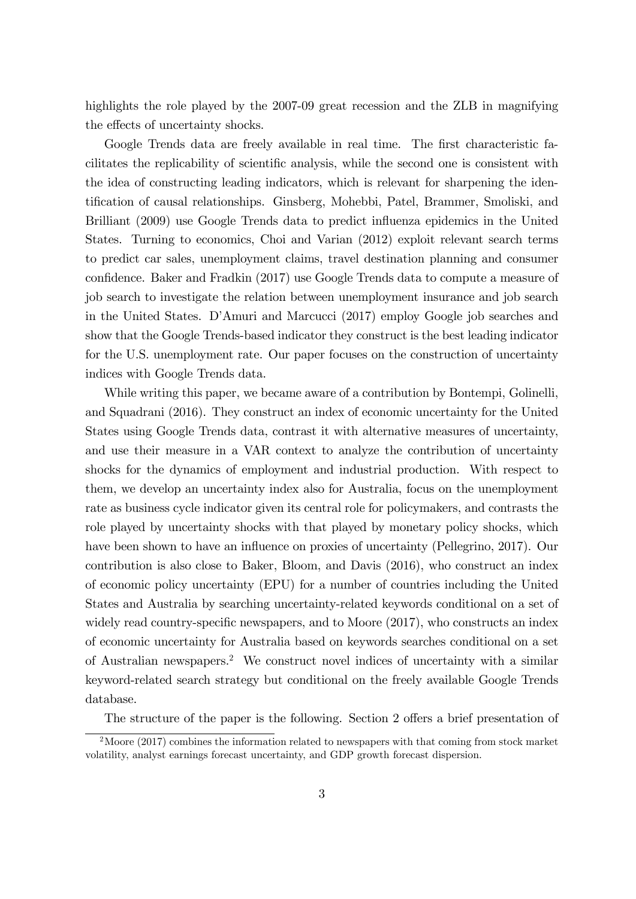highlights the role played by the 2007-09 great recession and the ZLB in magnifying the effects of uncertainty shocks.

Google Trends data are freely available in real time. The first characteristic facilitates the replicability of scientific analysis, while the second one is consistent with the idea of constructing leading indicators, which is relevant for sharpening the identification of causal relationships. Ginsberg, Mohebbi, Patel, Brammer, Smoliski, and Brilliant (2009) use Google Trends data to predict influenza epidemics in the United States. Turning to economics, Choi and Varian (2012) exploit relevant search terms to predict car sales, unemployment claims, travel destination planning and consumer confidence. Baker and Fradkin (2017) use Google Trends data to compute a measure of job search to investigate the relation between unemployment insurance and job search in the United States. D'Amuri and Marcucci (2017) employ Google job searches and show that the Google Trends-based indicator they construct is the best leading indicator for the U.S. unemployment rate. Our paper focuses on the construction of uncertainty indices with Google Trends data.

While writing this paper, we became aware of a contribution by Bontempi, Golinelli, and Squadrani (2016). They construct an index of economic uncertainty for the United States using Google Trends data, contrast it with alternative measures of uncertainty, and use their measure in a VAR context to analyze the contribution of uncertainty shocks for the dynamics of employment and industrial production. With respect to them, we develop an uncertainty index also for Australia, focus on the unemployment rate as business cycle indicator given its central role for policymakers, and contrasts the role played by uncertainty shocks with that played by monetary policy shocks, which have been shown to have an influence on proxies of uncertainty (Pellegrino, 2017). Our contribution is also close to Baker, Bloom, and Davis (2016), who construct an index of economic policy uncertainty (EPU) for a number of countries including the United States and Australia by searching uncertainty-related keywords conditional on a set of widely read country-specific newspapers, and to Moore (2017), who constructs an index of economic uncertainty for Australia based on keywords searches conditional on a set of Australian newspapers.[2] We construct novel indices of uncertainty with a similar keyword-related search strategy but conditional on the freely available Google Trends database.

The structure of the paper is the following. Section 2 offers a brief presentation of

[2] Moore (2017) combines the information related to newspapers with that coming from stock market volatility, analyst earnings forecast uncertainty, and GDP growth forecast dispersion.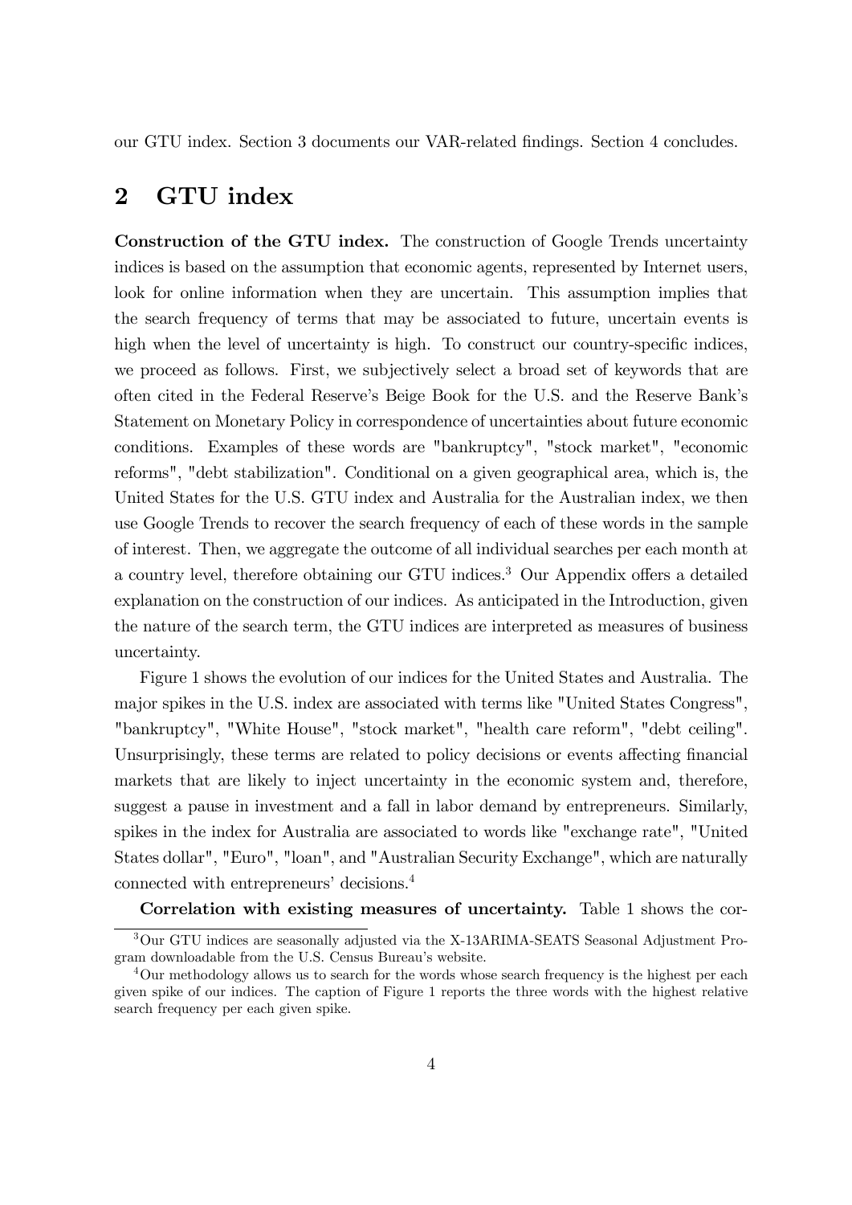our GTU index. Section 3 documents our VAR-related findings. Section 4 concludes.

## 2 GTU index

**Construction of the GTU index.** The construction of Google Trends uncertainty indices is based on the assumption that economic agents, represented by Internet users, look for online information when they are uncertain. This assumption implies that the search frequency of terms that may be associated to future, uncertain events is high when the level of uncertainty is high. To construct our country-specific indices, we proceed as follows. First, we subjectively select a broad set of keywords that are often cited in the Federal Reserve's Beige Book for the U.S. and the Reserve Bank's Statement on Monetary Policy in correspondence of uncertainties about future economic conditions. Examples of these words are "bankruptcy", "stock market", "economic reforms", "debt stabilization". Conditional on a given geographical area, which is, the United States for the U.S. GTU index and Australia for the Australian index, we then use Google Trends to recover the search frequency of each of these words in the sample of interest. Then, we aggregate the outcome of all individual searches per each month at a country level, therefore obtaining our GTU indices.[3] Our Appendix offers a detailed explanation on the construction of our indices. As anticipated in the Introduction, given the nature of the search term, the GTU indices are interpreted as measures of business uncertainty.

Figure 1 shows the evolution of our indices for the United States and Australia. The major spikes in the U.S. index are associated with terms like "United States Congress", "bankruptcy", "White House", "stock market", "health care reform", "debt ceiling". Unsurprisingly, these terms are related to policy decisions or events affecting financial markets that are likely to inject uncertainty in the economic system and, therefore, suggest a pause in investment and a fall in labor demand by entrepreneurs. Similarly, spikes in the index for Australia are associated to words like "exchange rate", "United States dollar", "Euro", "loan", and "Australian Security Exchange", which are naturally connected with entrepreneurs' decisions.[4]

**Correlation with existing measures of uncertainty.** Table 1 shows the cor-

[3] Our GTU indices are seasonally adjusted via the X-13ARIMA-SEATS Seasonal Adjustment Program downloadable from the U.S. Census Bureau's website.

[4] Our methodology allows us to search for the words whose search frequency is the highest per each given spike of our indices. The caption of Figure 1 reports the three words with the highest relative search frequency per each given spike.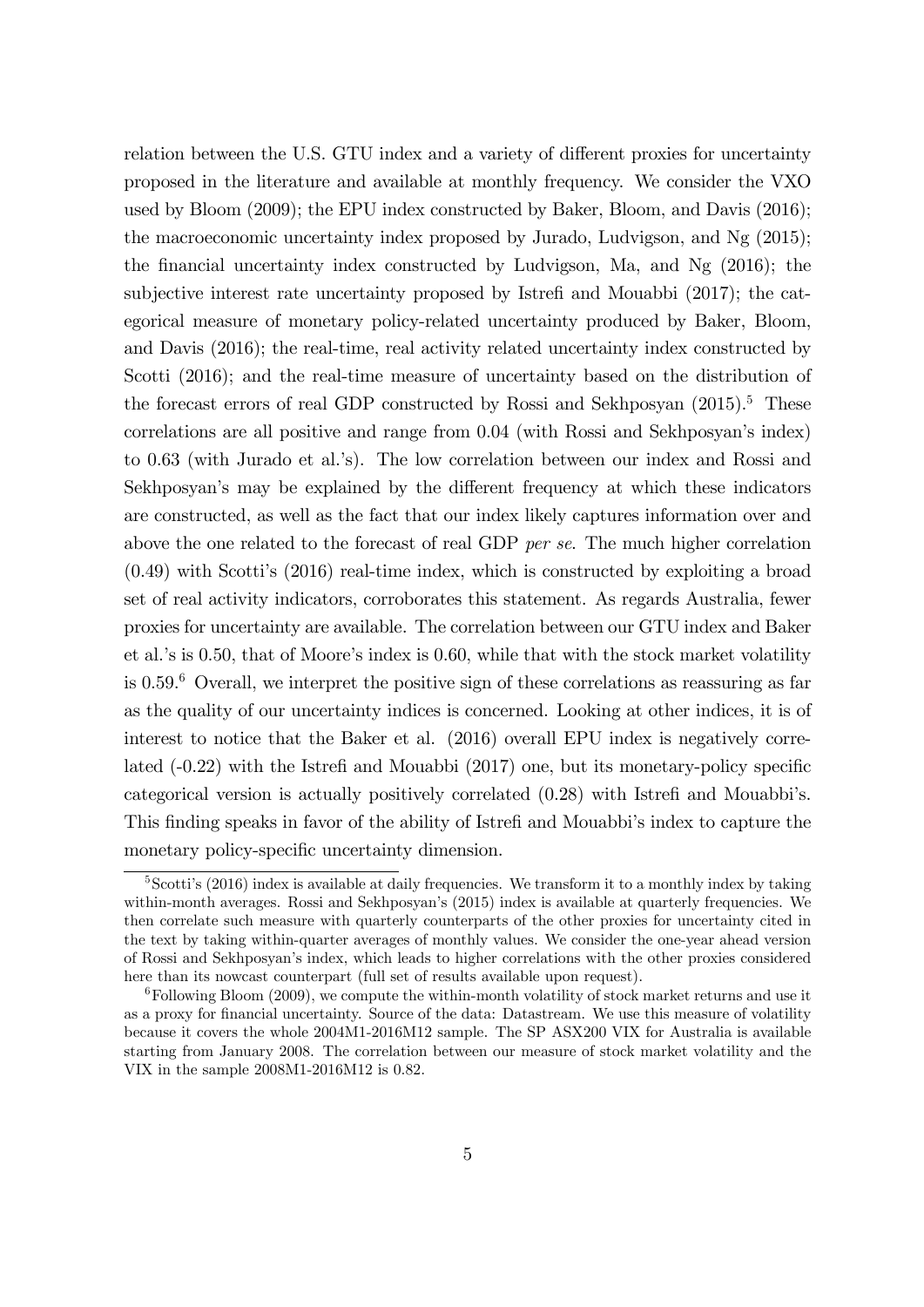relation between the U.S. GTU index and a variety of different proxies for uncertainty proposed in the literature and available at monthly frequency. We consider the VXO used by Bloom (2009); the EPU index constructed by Baker, Bloom, and Davis (2016); the macroeconomic uncertainty index proposed by Jurado, Ludvigson, and Ng (2015); the financial uncertainty index constructed by Ludvigson, Ma, and Ng (2016); the subjective interest rate uncertainty proposed by Istrefi and Mouabbi (2017); the categorical measure of monetary policy-related uncertainty produced by Baker, Bloom, and Davis (2016); the real-time, real activity related uncertainty index constructed by Scotti (2016); and the real-time measure of uncertainty based on the distribution of the forecast errors of real GDP constructed by Rossi and Sekhposyan (2015).[5] These correlations are all positive and range from 0.04 (with Rossi and Sekhposyan's index) to 0.63 (with Jurado et al.'s). The low correlation between our index and Rossi and Sekhposyan's may be explained by the different frequency at which these indicators are constructed, as well as the fact that our index likely captures information over and above the one related to the forecast of real GDP *per se*. The much higher correlation (0.49) with Scotti's (2016) real-time index, which is constructed by exploiting a broad set of real activity indicators, corroborates this statement. As regards Australia, fewer proxies for uncertainty are available. The correlation between our GTU index and Baker et al.'s is 0.50, that of Moore's index is 0.60, while that with the stock market volatility is 0.59.[6] Overall, we interpret the positive sign of these correlations as reassuring as far as the quality of our uncertainty indices is concerned. Looking at other indices, it is of interest to notice that the Baker et al. (2016) overall EPU index is negatively correlated (-0.22) with the Istrefi and Mouabbi (2017) one, but its monetary-policy specific categorical version is actually positively correlated (0.28) with Istrefi and Mouabbi's. This finding speaks in favor of the ability of Istrefi and Mouabbi's index to capture the monetary policy-specific uncertainty dimension.

[5] Scotti's (2016) index is available at daily frequencies. We transform it to a monthly index by taking within-month averages. Rossi and Sekhposyan's (2015) index is available at quarterly frequencies. We then correlate such measure with quarterly counterparts of the other proxies for uncertainty cited in the text by taking within-quarter averages of monthly values. We consider the one-year ahead version of Rossi and Sekhposyan's index, which leads to higher correlations with the other proxies considered here than its nowcast counterpart (full set of results available upon request).

[6] Following Bloom (2009), we compute the within-month volatility of stock market returns and use it as a proxy for financial uncertainty. Source of the data: Datastream. We use this measure of volatility because it covers the whole 2004M1-2016M12 sample. The SP ASX200 VIX for Australia is available starting from January 2008. The correlation between our measure of stock market volatility and the VIX in the sample 2008M1-2016M12 is 0.82.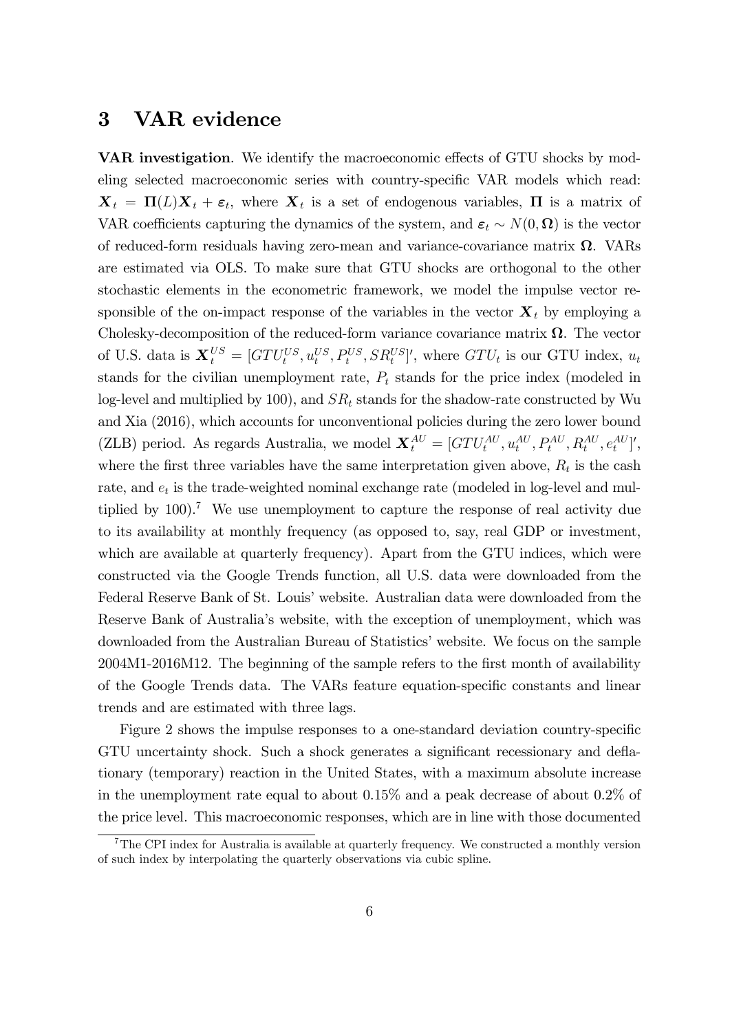## 3 VAR evidence

**VAR investigation**. We identify the macroeconomic effects of GTU shocks by modeling selected macroeconomic series with country-specific VAR models which read: $\boldsymbol{X}_t = \boldsymbol{\Pi}(L)\boldsymbol{X}_t + \boldsymbol{\varepsilon}_t$, where $\boldsymbol{X}_t$ is a set of endogenous variables, $\boldsymbol{\Pi}$ is a matrix of VAR coefficients capturing the dynamics of the system, and $\boldsymbol{\varepsilon}_t \sim N(0, \boldsymbol{\Omega})$ is the vector of reduced-form residuals having zero-mean and variance-covariance matrix $\boldsymbol{\Omega}$. VARs are estimated via OLS. To make sure that GTU shocks are orthogonal to the other stochastic elements in the econometric framework, we model the impulse vector responsible of the on-impact response of the variables in the vector $\boldsymbol{X}_t$ by employing a Cholesky-decomposition of the reduced-form variance covariance matrix $\boldsymbol{\Omega}$. The vector of U.S. data is $\boldsymbol{X}_t^{US} = [GTU_t^{US}, u_t^{US}, P_t^{US}, SR_t^{US}]'$, where $GTU_t$ is our GTU index, $u_t$ stands for the civilian unemployment rate, $P_t$ stands for the price index (modeled in log-level and multiplied by 100), and $SR_t$ stands for the shadow-rate constructed by Wu and Xia (2016), which accounts for unconventional policies during the zero lower bound (ZLB) period. As regards Australia, we model $\boldsymbol{X}_t^{AU} = [GTU_t^{AU}, u_t^{AU}, P_t^{AU}, R_t^{AU}, e_t^{AU}]'$, where the first three variables have the same interpretation given above, $R_t$ is the cash rate, and $e_t$ is the trade-weighted nominal exchange rate (modeled in log-level and multiplied by 100).[7] We use unemployment to capture the response of real activity due to its availability at monthly frequency (as opposed to, say, real GDP or investment, which are available at quarterly frequency). Apart from the GTU indices, which were constructed via the Google Trends function, all U.S. data were downloaded from the Federal Reserve Bank of St. Louis' website. Australian data were downloaded from the Reserve Bank of Australia's website, with the exception of unemployment, which was downloaded from the Australian Bureau of Statistics' website. We focus on the sample 2004M1-2016M12. The beginning of the sample refers to the first month of availability of the Google Trends data. The VARs feature equation-specific constants and linear trends and are estimated with three lags.

Figure 2 shows the impulse responses to a one-standard deviation country-specific GTU uncertainty shock. Such a shock generates a significant recessionary and deflationary (temporary) reaction in the United States, with a maximum absolute increase in the unemployment rate equal to about 0.15% and a peak decrease of about 0.2% of the price level. This macroeconomic responses, which are in line with those documented

[7] The CPI index for Australia is available at quarterly frequency. We constructed a monthly version of such index by interpolating the quarterly observations via cubic spline.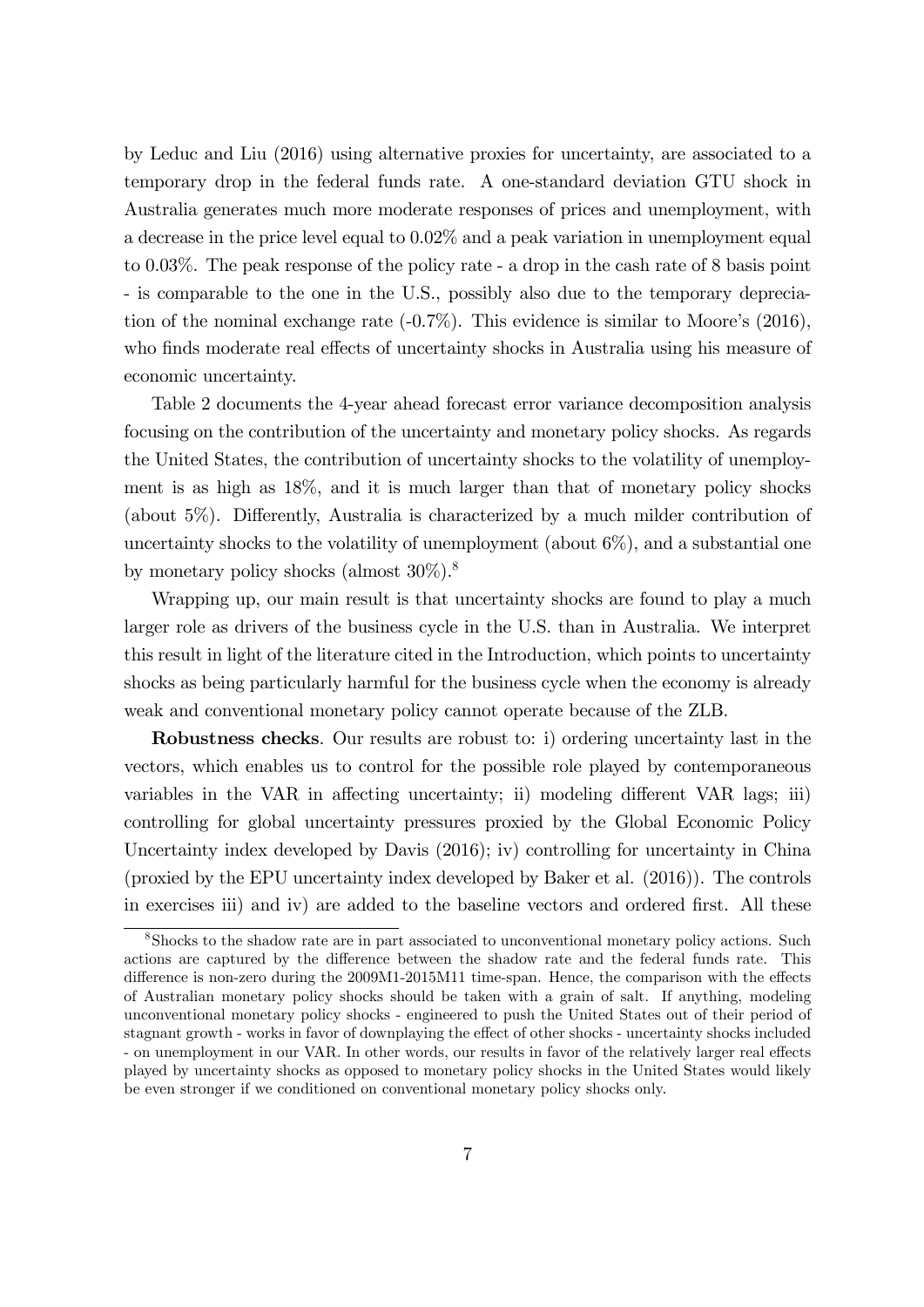by Leduc and Liu (2016) using alternative proxies for uncertainty, are associated to a temporary drop in the federal funds rate. A one-standard deviation GTU shock in Australia generates much more moderate responses of prices and unemployment, with a decrease in the price level equal to 0.02% and a peak variation in unemployment equal to 0.03%. The peak response of the policy rate - a drop in the cash rate of 8 basis point - is comparable to the one in the U.S., possibly also due to the temporary depreciation of the nominal exchange rate (-0.7%). This evidence is similar to Moore's (2016), who finds moderate real effects of uncertainty shocks in Australia using his measure of economic uncertainty.

Table 2 documents the 4-year ahead forecast error variance decomposition analysis focusing on the contribution of the uncertainty and monetary policy shocks. As regards the United States, the contribution of uncertainty shocks to the volatility of unemployment is as high as 18%, and it is much larger than that of monetary policy shocks (about 5%). Differently, Australia is characterized by a much milder contribution of uncertainty shocks to the volatility of unemployment (about 6%), and a substantial one by monetary policy shocks (almost 30%).[8]

Wrapping up, our main result is that uncertainty shocks are found to play a much larger role as drivers of the business cycle in the U.S. than in Australia. We interpret this result in light of the literature cited in the Introduction, which points to uncertainty shocks as being particularly harmful for the business cycle when the economy is already weak and conventional monetary policy cannot operate because of the ZLB.

**Robustness checks**. Our results are robust to: i) ordering uncertainty last in the vectors, which enables us to control for the possible role played by contemporaneous variables in the VAR in affecting uncertainty; ii) modeling different VAR lags; iii) controlling for global uncertainty pressures proxied by the Global Economic Policy Uncertainty index developed by Davis (2016); iv) controlling for uncertainty in China (proxied by the EPU uncertainty index developed by Baker et al. (2016)). The controls in exercises iii) and iv) are added to the baseline vectors and ordered first. All these

[8] Shocks to the shadow rate are in part associated to unconventional monetary policy actions. Such actions are captured by the difference between the shadow rate and the federal funds rate. This difference is non-zero during the 2009M1-2015M11 time-span. Hence, the comparison with the effects of Australian monetary policy shocks should be taken with a grain of salt. If anything, modeling unconventional monetary policy shocks - engineered to push the United States out of their period of stagnant growth - works in favor of downplaying the effect of other shocks - uncertainty shocks included - on unemployment in our VAR. In other words, our results in favor of the relatively larger real effects played by uncertainty shocks as opposed to monetary policy shocks in the United States would likely be even stronger if we conditioned on conventional monetary policy shocks only.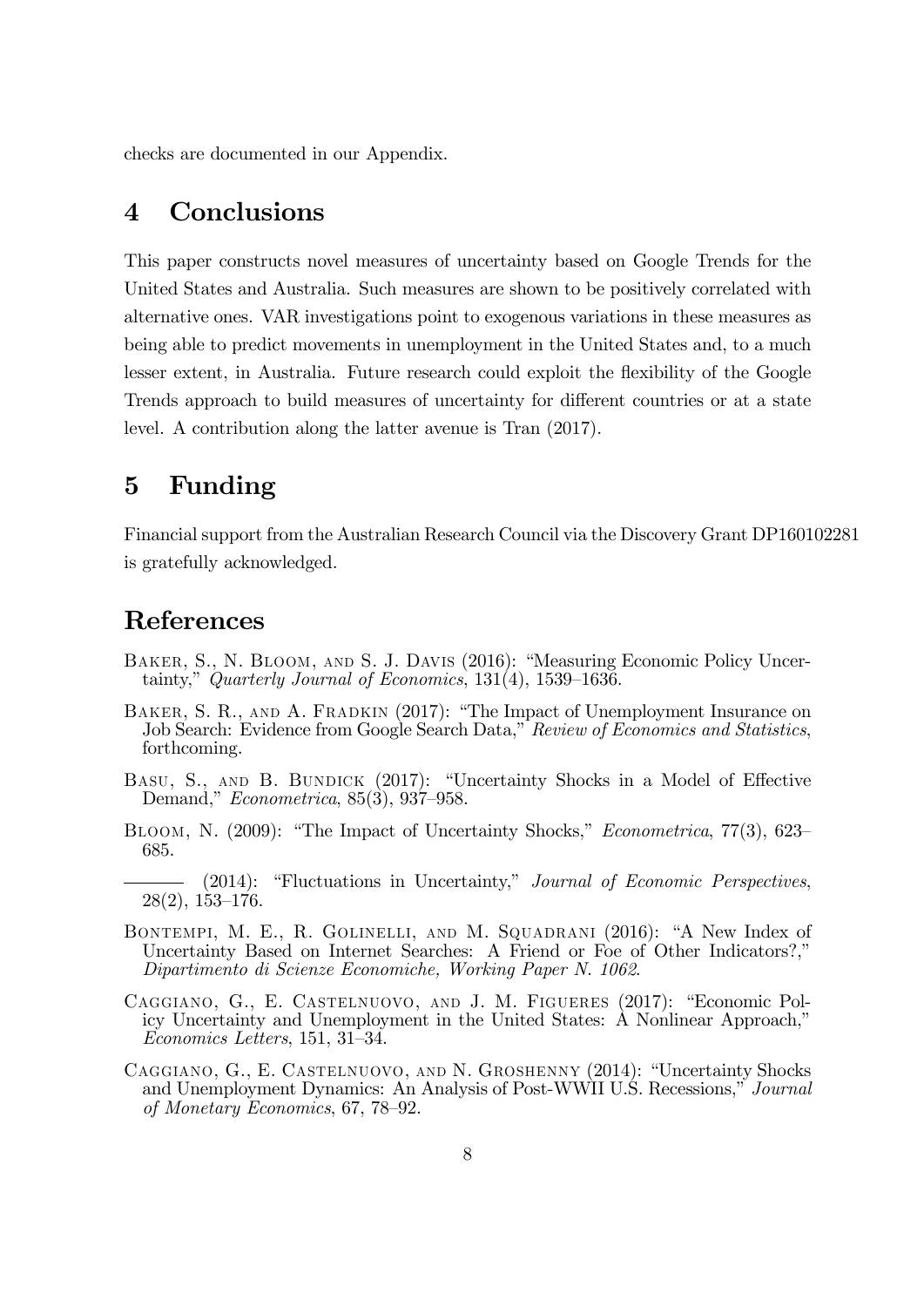checks are documented in our Appendix.

## 4 Conclusions

This paper constructs novel measures of uncertainty based on Google Trends for the United States and Australia. Such measures are shown to be positively correlated with alternative ones. VAR investigations point to exogenous variations in these measures as being able to predict movements in unemployment in the United States and, to a much lesser extent, in Australia. Future research could exploit the flexibility of the Google Trends approach to build measures of uncertainty for different countries or at a state level. A contribution along the latter avenue is Tran (2017).

## 5 Funding

Financial support from the Australian Research Council via the Discovery Grant DP160102281 is gratefully acknowledged.

## References

Baker, S., N. Bloom, and S. J. Davis (2016): "Measuring Economic Policy Uncertainty," *Quarterly Journal of Economics*, 131(4), 1539–1636.

Baker, S. R., and A. Fradkin (2017): "The Impact of Unemployment Insurance on Job Search: Evidence from Google Search Data," *Review of Economics and Statistics*, forthcoming.

Basu, S., and B. Bundick (2017): "Uncertainty Shocks in a Model of Effective Demand," *Econometrica*, 85(3), 937–958.

Bloom, N. (2009): "The Impact of Uncertainty Shocks," *Econometrica*, 77(3), 623–685.

——— (2014): "Fluctuations in Uncertainty," *Journal of Economic Perspectives*, 28(2), 153–176.

Bontempi, M. E., R. Golinelli, and M. Squadrani (2016): "A New Index of Uncertainty Based on Internet Searches: A Friend or Foe of Other Indicators?," *Dipartimento di Scienze Economiche, Working Paper N. 1062*.

Caggiano, G., E. Castelnuovo, and J. M. Figueres (2017): "Economic Policy Uncertainty and Unemployment in the United States: A Nonlinear Approach," *Economics Letters*, 151, 31–34.

Caggiano, G., E. Castelnuovo, and N. Groshenny (2014): "Uncertainty Shocks and Unemployment Dynamics: An Analysis of Post-WWII U.S. Recessions," *Journal of Monetary Economics*, 67, 78–92.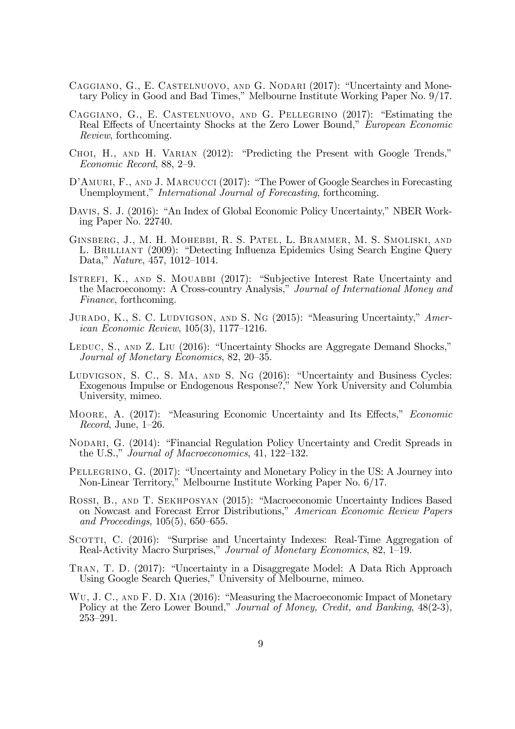Caggiano, G., E. Castelnuovo, and G. Nodari (2017): "Uncertainty and Monetary Policy in Good and Bad Times," Melbourne Institute Working Paper No. 9/17.

Caggiano, G., E. Castelnuovo, and G. Pellegrino (2017): "Estimating the Real Effects of Uncertainty Shocks at the Zero Lower Bound," *European Economic Review*, forthcoming.

Choi, H., and H. Varian (2012): "Predicting the Present with Google Trends," *Economic Record*, 88, 2–9.

D'Amuri, F., and J. Marcucci (2017): "The Power of Google Searches in Forecasting Unemployment," *International Journal of Forecasting*, forthcoming.

Davis, S. J. (2016): "An Index of Global Economic Policy Uncertainty," NBER Working Paper No. 22740.

Ginsberg, J., M. H. Mohebbi, R. S. Patel, L. Brammer, M. S. Smoliski, and L. Brilliant (2009): "Detecting Influenza Epidemics Using Search Engine Query Data," *Nature*, 457, 1012–1014.

Istrefi, K., and S. Mouabbi (2017): "Subjective Interest Rate Uncertainty and the Macroeconomy: A Cross-country Analysis," *Journal of International Money and Finance*, forthcoming.

Jurado, K., S. C. Ludvigson, and S. Ng (2015): "Measuring Uncertainty," *American Economic Review*, 105(3), 1177–1216.

Leduc, S., and Z. Liu (2016): "Uncertainty Shocks are Aggregate Demand Shocks," *Journal of Monetary Economics*, 82, 20–35.

Ludvigson, S. C., S. Ma, and S. Ng (2016): "Uncertainty and Business Cycles: Exogenous Impulse or Endogenous Response?," New York University and Columbia University, mimeo.

Moore, A. (2017): "Measuring Economic Uncertainty and Its Effects," *Economic Record*, June, 1–26.

Nodari, G. (2014): "Financial Regulation Policy Uncertainty and Credit Spreads in the U.S.," *Journal of Macroeconomics*, 41, 122–132.

Pellegrino, G. (2017): "Uncertainty and Monetary Policy in the US: A Journey into Non-Linear Territory," Melbourne Institute Working Paper No. 6/17.

Rossi, B., and T. Sekhposyan (2015): "Macroeconomic Uncertainty Indices Based on Nowcast and Forecast Error Distributions," *American Economic Review Papers and Proceedings*, 105(5), 650–655.

Scotti, C. (2016): "Surprise and Uncertainty Indexes: Real-Time Aggregation of Real-Activity Macro Surprises," *Journal of Monetary Economics*, 82, 1–19.

Tran, T. D. (2017): "Uncertainty in a Disaggregate Model: A Data Rich Approach Using Google Search Queries," University of Melbourne, mimeo.

Wu, J. C., and F. D. Xia (2016): "Measuring the Macroeconomic Impact of Monetary Policy at the Zero Lower Bound," *Journal of Money, Credit, and Banking*, 48(2-3), 253–291.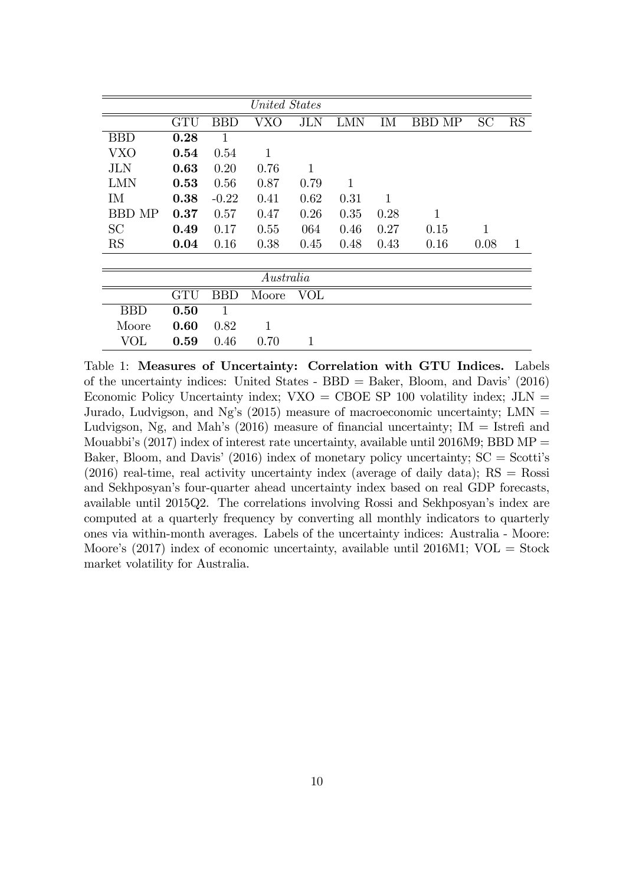| *United States* | | | | | | | | | |
|---|---|---|---|---|---|---|---|---|---|
| | GTU | BBD | VXO | JLN | LMN | IM | BBD MP | SC | RS |
| BBD | **0.28** | 1 | | | | | | | |
| VXO | **0.54** | 0.54 | 1 | | | | | | |
| JLN | **0.63** | 0.20 | 0.76 | 1 | | | | | |
| LMN | **0.53** | 0.56 | 0.87 | 0.79 | 1 | | | | |
| IM | **0.38** | -0.22 | 0.41 | 0.62 | 0.31 | 1 | | | |
| BBD MP | **0.37** | 0.57 | 0.47 | 0.26 | 0.35 | 0.28 | 1 | | |
| SC | **0.49** | 0.17 | 0.55 | 064 | 0.46 | 0.27 | 0.15 | 1 | |
| RS | **0.04** | 0.16 | 0.38 | 0.45 | 0.48 | 0.43 | 0.16 | 0.08 | 1 |

| *Australia* | | | | |
|---|---|---|---|---|
| | GTU | BBD | Moore | VOL |
| BBD | **0.50** | 1 | | |
| Moore | **0.60** | 0.82 | 1 | |
| VOL | **0.59** | 0.46 | 0.70 | 1 |

Table 1: **Measures of Uncertainty: Correlation with GTU Indices.** Labels of the uncertainty indices: United States - BBD = Baker, Bloom, and Davis' (2016) Economic Policy Uncertainty index; VXO = CBOE SP 100 volatility index; JLN = Jurado, Ludvigson, and Ng's (2015) measure of macroeconomic uncertainty; LMN = Ludvigson, Ng, and Mah's (2016) measure of financial uncertainty; IM = Istrefi and Mouabbi's (2017) index of interest rate uncertainty, available until 2016M9; BBD MP = Baker, Bloom, and Davis' (2016) index of monetary policy uncertainty; SC = Scotti's (2016) real-time, real activity uncertainty index (average of daily data); RS = Rossi and Sekhposyan's four-quarter ahead uncertainty index based on real GDP forecasts, available until 2015Q2. The correlations involving Rossi and Sekhposyan's index are computed at a quarterly frequency by converting all monthly indicators to quarterly ones via within-month averages. Labels of the uncertainty indices: Australia - Moore: Moore's (2017) index of economic uncertainty, available until 2016M1; VOL = Stock market volatility for Australia.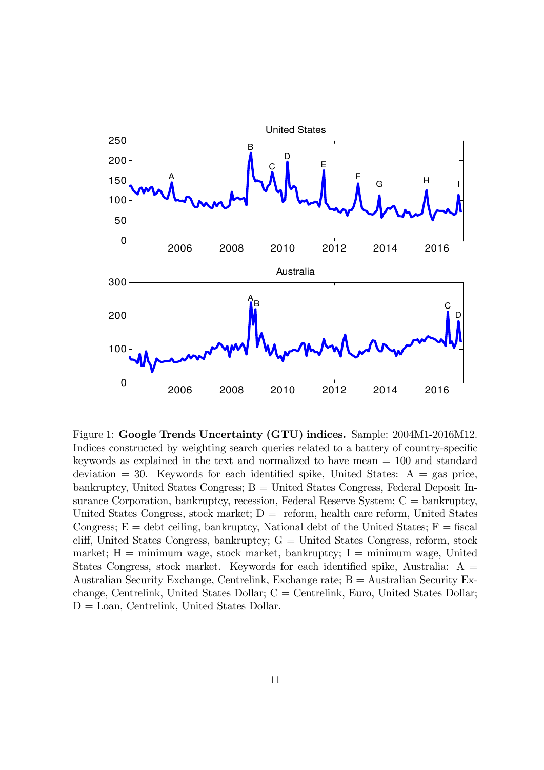Figure 1: **Google Trends Uncertainty (GTU) indices.** Sample: 2004M1-2016M12. Indices constructed by weighting search queries related to a battery of country-specific keywords as explained in the text and normalized to have mean = 100 and standard deviation = 30. Keywords for each identified spike, United States: A = gas price, bankruptcy, United States Congress; B = United States Congress, Federal Deposit Insurance Corporation, bankruptcy, recession, Federal Reserve System; C = bankruptcy, United States Congress, stock market; D = reform, health care reform, United States Congress; E = debt ceiling, bankruptcy, National debt of the United States; F = fiscal cliff, United States Congress, bankruptcy; G = United States Congress, reform, stock market; H = minimum wage, stock market, bankruptcy; I = minimum wage, United States Congress, stock market. Keywords for each identified spike, Australia: A = Australian Security Exchange, Centrelink, Exchange rate; B = Australian Security Exchange, Centrelink, United States Dollar; C = Centrelink, Euro, United States Dollar; D = Loan, Centrelink, United States Dollar.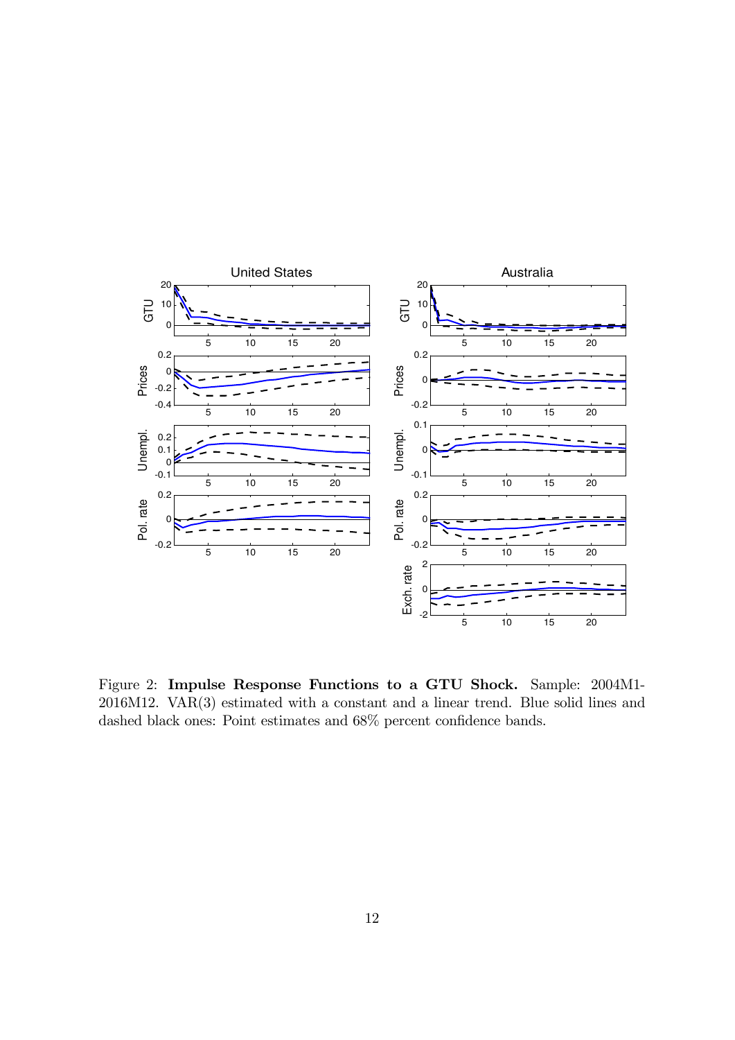Figure 2: **Impulse Response Functions to a GTU Shock.** Sample: 2004M1-2016M12. VAR(3) estimated with a constant and a linear trend. Blue solid lines and dashed black ones: Point estimates and 68% percent confidence bands.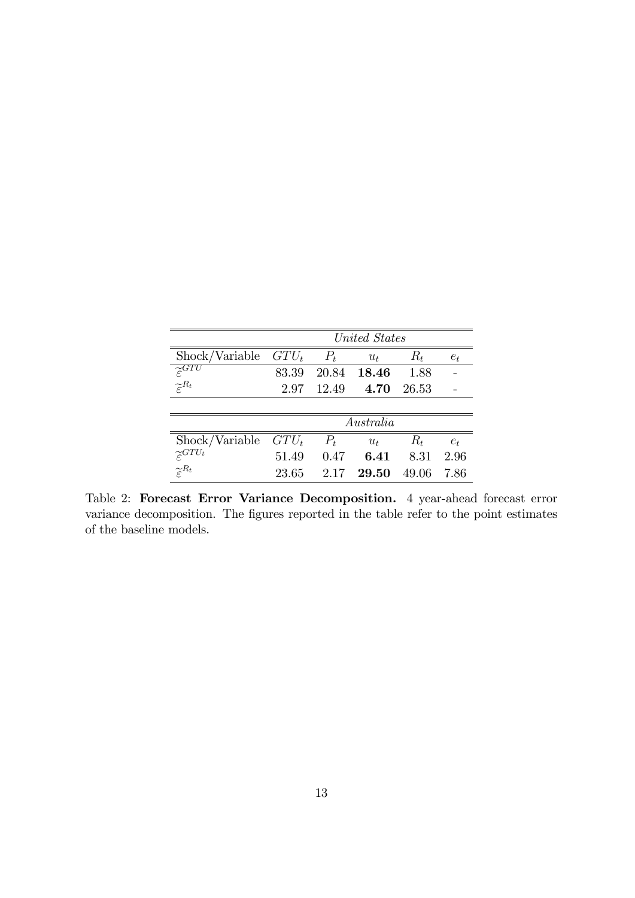| | *United States* | | | | |
|---|---|---|---|---|---|
| Shock/Variable | $GTU_t$ | $P_t$ | $u_t$ | $R_t$ | $e_t$ |
| $\widetilde{\varepsilon}^{GTU}$ | 83.39 | 20.84 | **18.46** | 1.88 | - |
| $\widetilde{\varepsilon}^{R_t}$ | 2.97 | 12.49 | **4.70** | 26.53 | - |

| | *Australia* | | | | |
|---|---|---|---|---|---|
| Shock/Variable | $GTU_t$ | $P_t$ | $u_t$ | $R_t$ | $e_t$ |
| $\widetilde{\varepsilon}^{GTU_t}$ | 51.49 | 0.47 | **6.41** | 8.31 | 2.96 |
| $\widetilde{\varepsilon}^{R_t}$ | 23.65 | 2.17 | **29.50** | 49.06 | 7.86 |

Table 2: **Forecast Error Variance Decomposition.** 4 year-ahead forecast error variance decomposition. The figures reported in the table refer to the point estimates of the baseline models.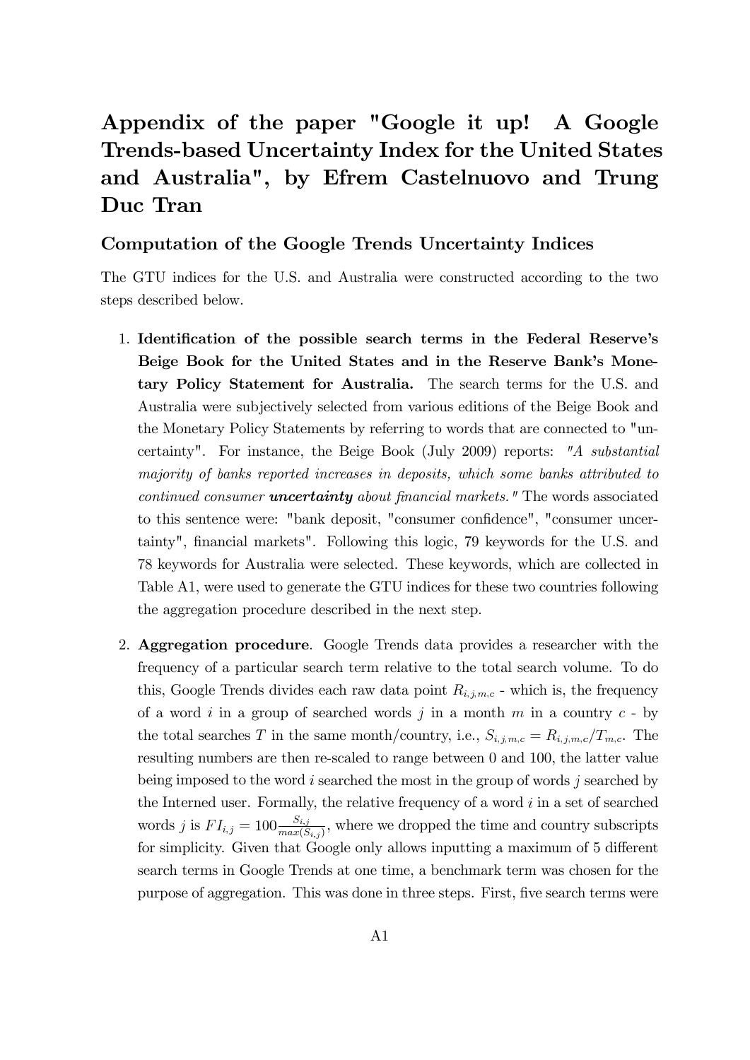# Appendix of the paper "Google it up! A Google Trends-based Uncertainty Index for the United States and Australia", by Efrem Castelnuovo and Trung Duc Tran

## Computation of the Google Trends Uncertainty Indices

The GTU indices for the U.S. and Australia were constructed according to the two steps described below.

1. **Identification of the possible search terms in the Federal Reserve's Beige Book for the United States and in the Reserve Bank's Monetary Policy Statement for Australia.** The search terms for the U.S. and Australia were subjectively selected from various editions of the Beige Book and the Monetary Policy Statements by referring to words that are connected to "uncertainty". For instance, the Beige Book (July 2009) reports: *"A substantial majority of banks reported increases in deposits, which some banks attributed to continued consumer **uncertainty** about financial markets."* The words associated to this sentence were: "bank deposit, "consumer confidence", "consumer uncertainty", financial markets". Following this logic, 79 keywords for the U.S. and 78 keywords for Australia were selected. These keywords, which are collected in Table A1, were used to generate the GTU indices for these two countries following the aggregation procedure described in the next step.

2. **Aggregation procedure**. Google Trends data provides a researcher with the frequency of a particular search term relative to the total search volume. To do this, Google Trends divides each raw data point $R_{i,j,m,c}$ - which is, the frequency of a word $i$ in a group of searched words $j$ in a month $m$ in a country $c$ - by the total searches $T$ in the same month/country, i.e., $S_{i,j,m,c} = R_{i,j,m,c}/T_{m,c}$. The resulting numbers are then re-scaled to range between 0 and 100, the latter value being imposed to the word $i$ searched the most in the group of words $j$ searched by the Interned user. Formally, the relative frequency of a word $i$ in a set of searched words $j$ is $FI_{i,j} = 100\frac{S_{i,j}}{max(S_{i,j})}$, where we dropped the time and country subscripts for simplicity. Given that Google only allows inputting a maximum of 5 different search terms in Google Trends at one time, a benchmark term was chosen for the purpose of aggregation. This was done in three steps. First, five search terms were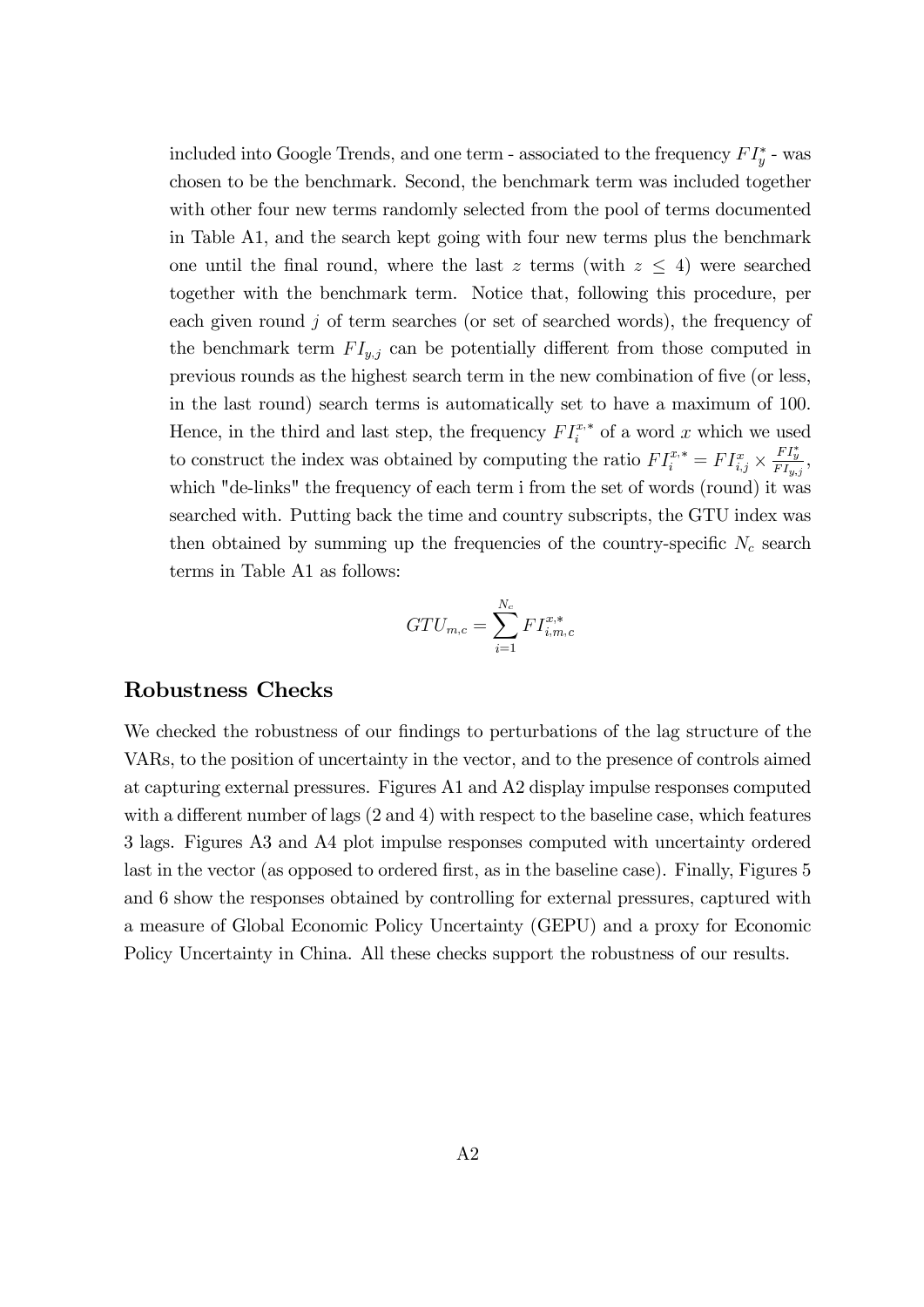included into Google Trends, and one term - associated to the frequency $FI_y^*$ - was chosen to be the benchmark. Second, the benchmark term was included together with other four new terms randomly selected from the pool of terms documented in Table A1, and the search kept going with four new terms plus the benchmark one until the final round, where the last $z$ terms (with $z \leq 4$) were searched together with the benchmark term. Notice that, following this procedure, per each given round $j$ of term searches (or set of searched words), the frequency of the benchmark term $FI_{y,j}$ can be potentially different from those computed in previous rounds as the highest search term in the new combination of five (or less, in the last round) search terms is automatically set to have a maximum of 100. Hence, in the third and last step, the frequency $FI_i^{x,*}$ of a word $x$ which we used to construct the index was obtained by computing the ratio $FI_i^{x,*} = FI_{i,j}^x \times \frac{FI_y^*}{FI_{y,j}}$, which "de-links" the frequency of each term i from the set of words (round) it was searched with. Putting back the time and country subscripts, the GTU index was then obtained by summing up the frequencies of the country-specific $N_c$ search terms in Table A1 as follows:

$$GTU_{m,c} = \sum_{i=1}^{N_c} FI_{i,m,c}^{x,*}$$

## Robustness Checks

We checked the robustness of our findings to perturbations of the lag structure of the VARs, to the position of uncertainty in the vector, and to the presence of controls aimed at capturing external pressures. Figures A1 and A2 display impulse responses computed with a different number of lags (2 and 4) with respect to the baseline case, which features 3 lags. Figures A3 and A4 plot impulse responses computed with uncertainty ordered last in the vector (as opposed to ordered first, as in the baseline case). Finally, Figures 5 and 6 show the responses obtained by controlling for external pressures, captured with a measure of Global Economic Policy Uncertainty (GEPU) and a proxy for Economic Policy Uncertainty in China. All these checks support the robustness of our results.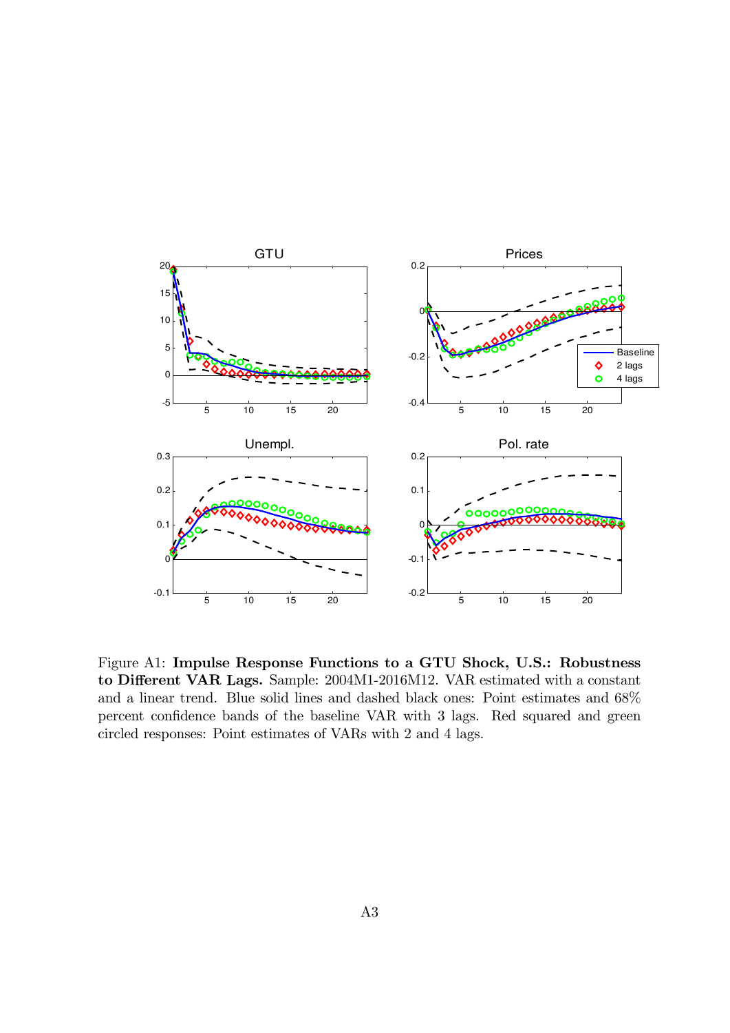Figure A1: **Impulse Response Functions to a GTU Shock, U.S.: Robustness to Different VAR Lags.** Sample: 2004M1-2016M12. VAR estimated with a constant and a linear trend. Blue solid lines and dashed black ones: Point estimates and 68% percent confidence bands of the baseline VAR with 3 lags. Red squared and green circled responses: Point estimates of VARs with 2 and 4 lags.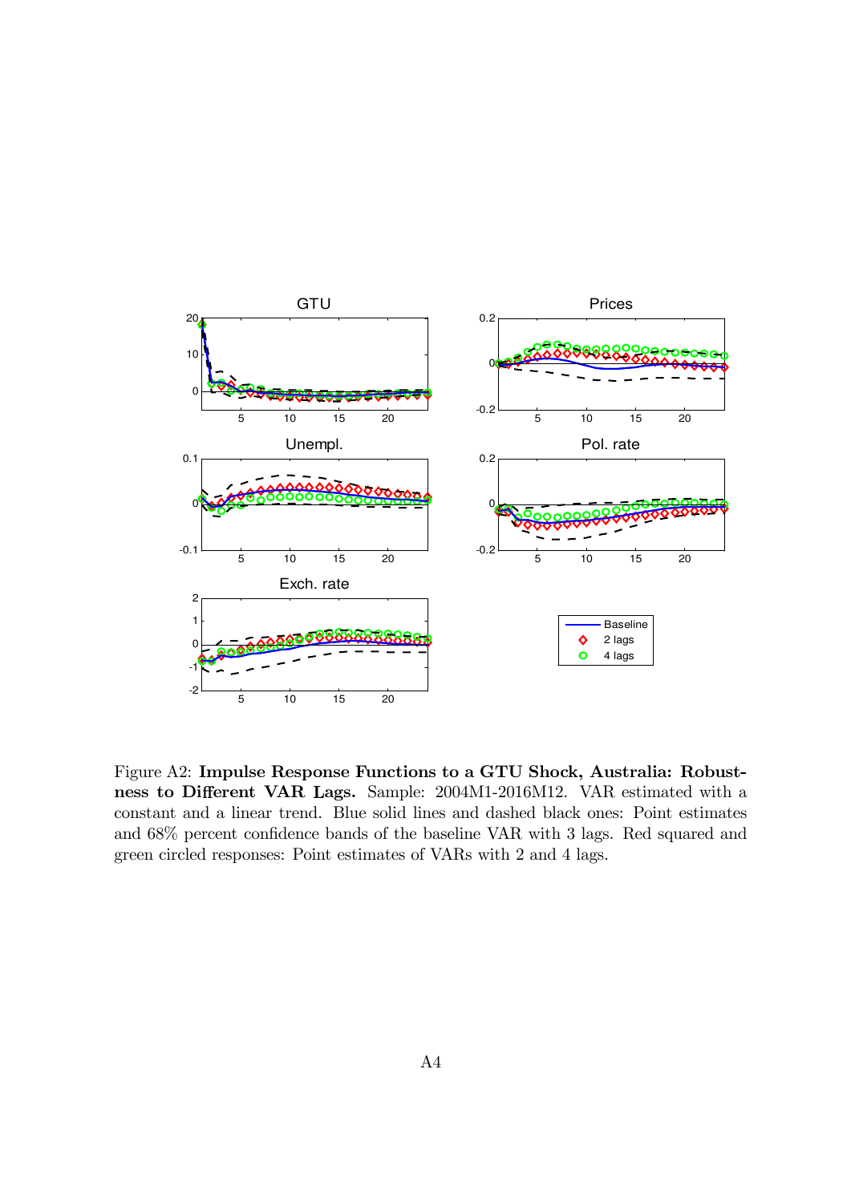Figure A2: **Impulse Response Functions to a GTU Shock, Australia: Robustness to Different VAR Lags.** Sample: 2004M1-2016M12. VAR estimated with a constant and a linear trend. Blue solid lines and dashed black ones: Point estimates and 68% percent confidence bands of the baseline VAR with 3 lags. Red squared and green circled responses: Point estimates of VARs with 2 and 4 lags.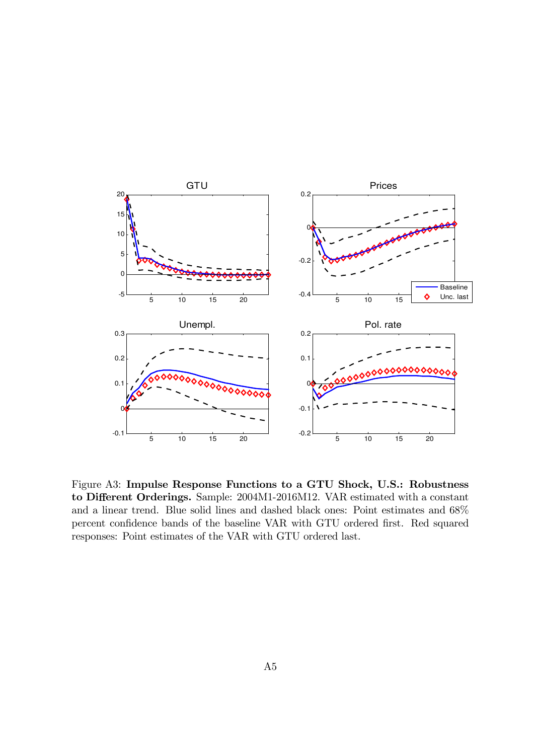Figure A3: **Impulse Response Functions to a GTU Shock, U.S.: Robustness to Different Orderings.** Sample: 2004M1-2016M12. VAR estimated with a constant and a linear trend. Blue solid lines and dashed black ones: Point estimates and 68% percent confidence bands of the baseline VAR with GTU ordered first. Red squared responses: Point estimates of the VAR with GTU ordered last.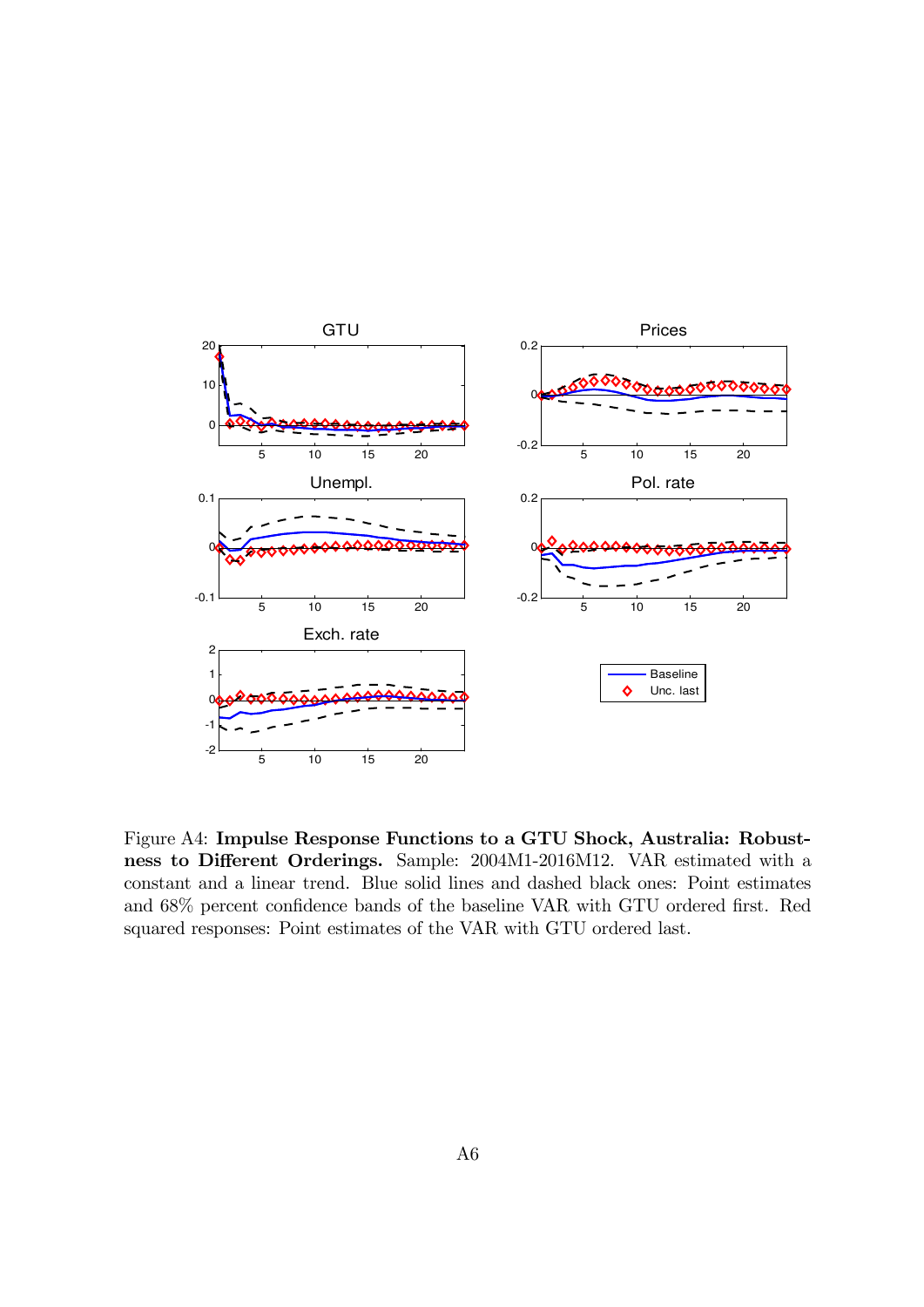Figure A4: **Impulse Response Functions to a GTU Shock, Australia: Robustness to Different Orderings.** Sample: 2004M1-2016M12. VAR estimated with a constant and a linear trend. Blue solid lines and dashed black ones: Point estimates and 68% percent confidence bands of the baseline VAR with GTU ordered first. Red squared responses: Point estimates of the VAR with GTU ordered last.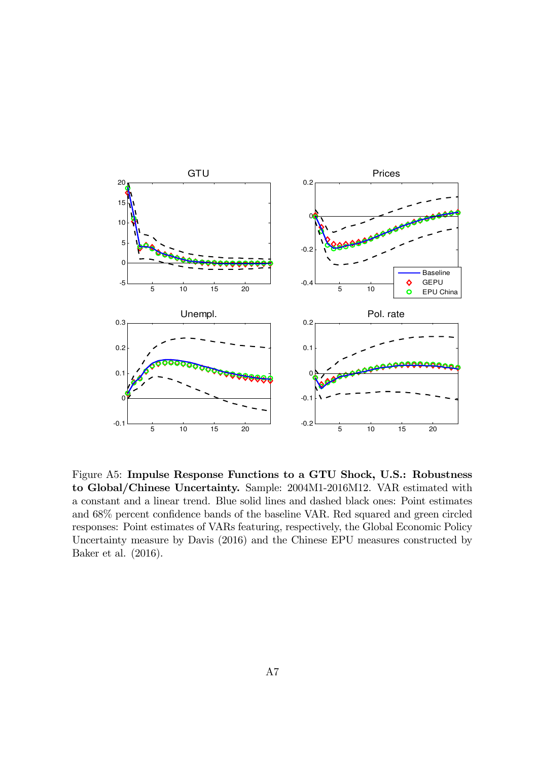Figure A5: **Impulse Response Functions to a GTU Shock, U.S.: Robustness to Global/Chinese Uncertainty.** Sample: 2004M1-2016M12. VAR estimated with a constant and a linear trend. Blue solid lines and dashed black ones: Point estimates and 68% percent confidence bands of the baseline VAR. Red squared and green circled responses: Point estimates of VARs featuring, respectively, the Global Economic Policy Uncertainty measure by Davis (2016) and the Chinese EPU measures constructed by Baker et al. (2016).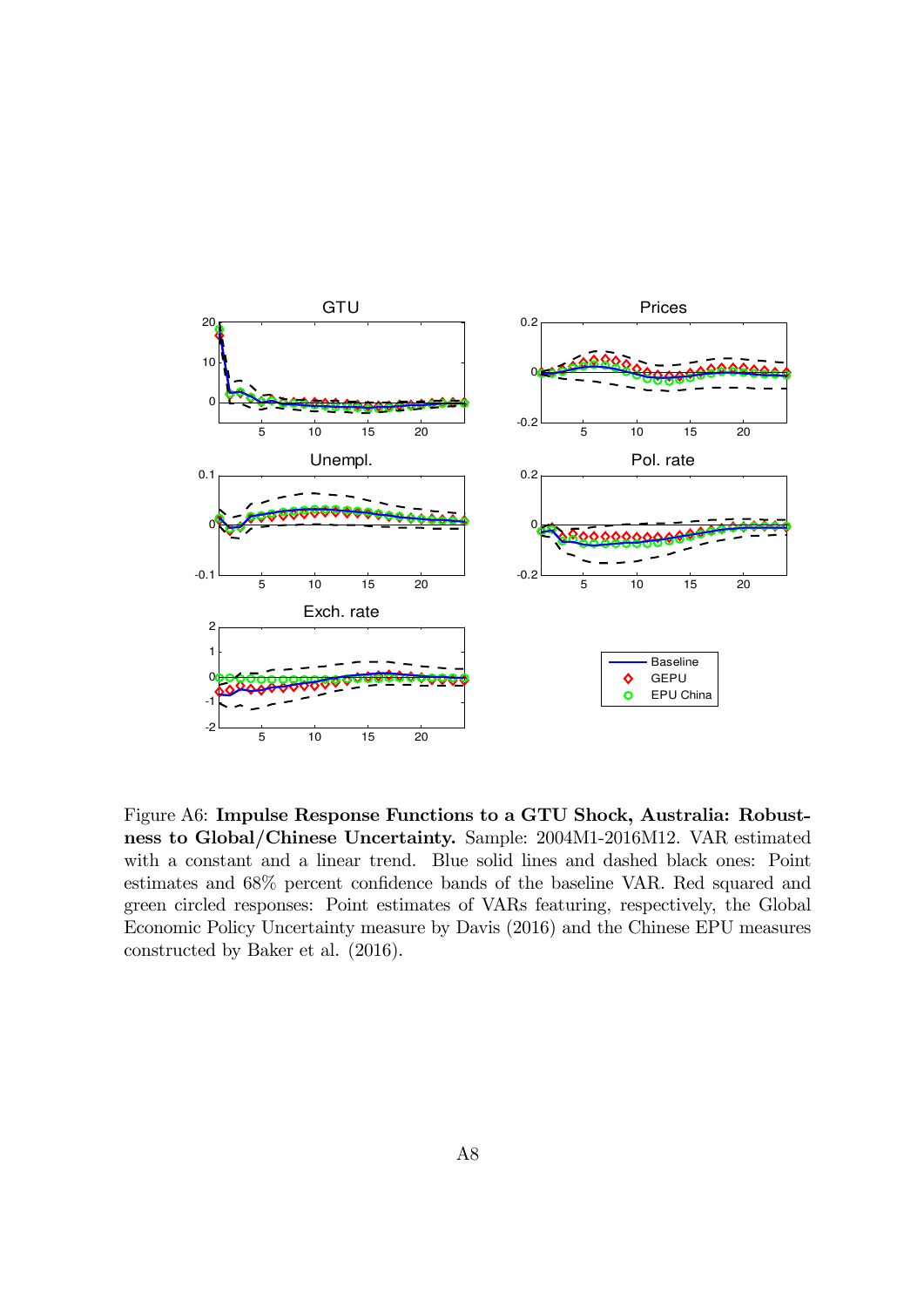Figure A6: **Impulse Response Functions to a GTU Shock, Australia: Robustness to Global/Chinese Uncertainty.** Sample: 2004M1-2016M12. VAR estimated with a constant and a linear trend. Blue solid lines and dashed black ones: Point estimates and 68% percent confidence bands of the baseline VAR. Red squared and green circled responses: Point estimates of VARs featuring, respectively, the Global Economic Policy Uncertainty measure by Davis (2016) and the Chinese EPU measures constructed by Baker et al. (2016).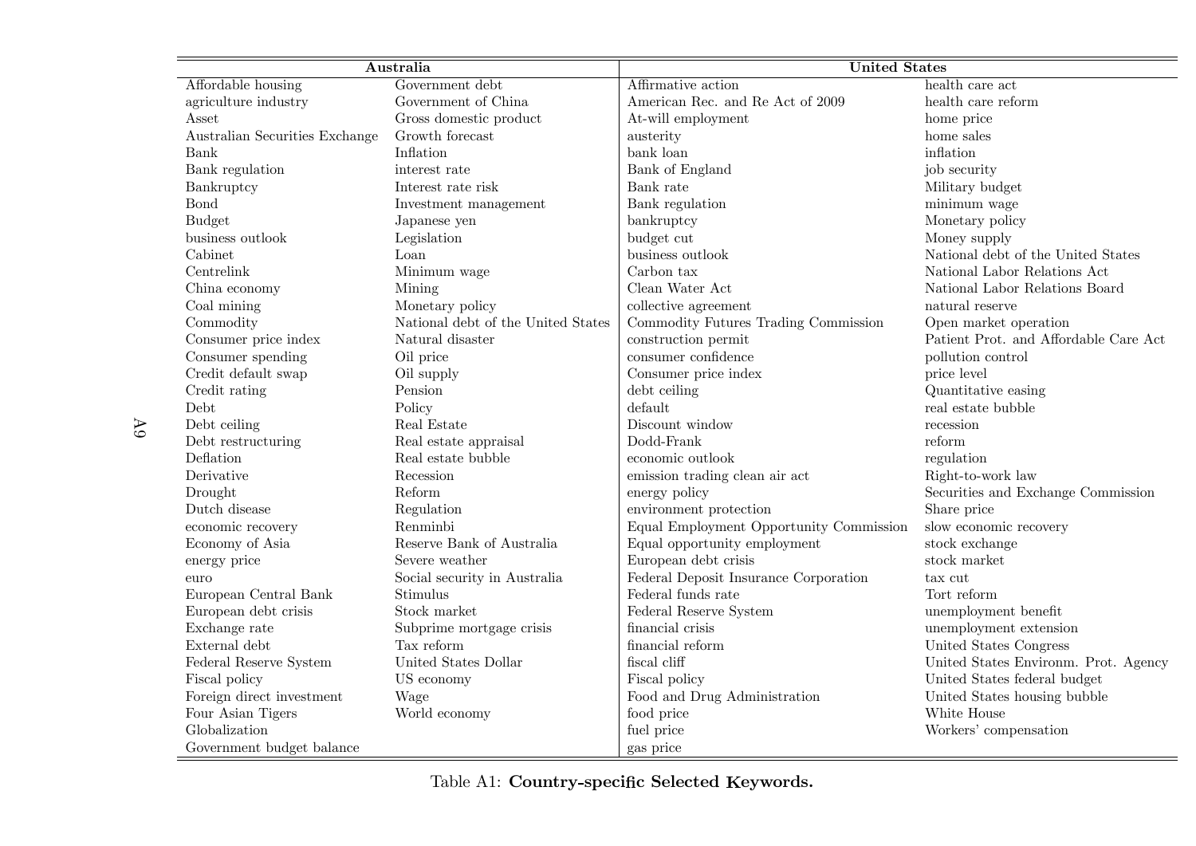| Australia | | United States | |
|---|---|---|---|
| Affordable housing | Government debt | Affirmative action | health care act |
| agriculture industry | Government of China | American Rec. and Re Act of 2009 | health care reform |
| Asset | Gross domestic product | At-will employment | home price |
| Australian Securities Exchange | Growth forecast | austerity | home sales |
| Bank | Inflation | bank loan | inflation |
| Bank regulation | interest rate | Bank of England | job security |
| Bankruptcy | Interest rate risk | Bank rate | Military budget |
| Bond | Investment management | Bank regulation | minimum wage |
| Budget | Japanese yen | bankruptcy | Monetary policy |
| business outlook | Legislation | budget cut | Money supply |
| Cabinet | Loan | business outlook | National debt of the United States |
| Centrelink | Minimum wage | Carbon tax | National Labor Relations Act |
| China economy | Mining | Clean Water Act | National Labor Relations Board |
| Coal mining | Monetary policy | collective agreement | natural reserve |
| Commodity | National debt of the United States | Commodity Futures Trading Commission | Open market operation |
| Consumer price index | Natural disaster | construction permit | Patient Prot. and Affordable Care Act |
| Consumer spending | Oil price | consumer confidence | pollution control |
| Credit default swap | Oil supply | Consumer price index | price level |
| Credit rating | Pension | debt ceiling | Quantitative easing |
| Debt | Policy | default | real estate bubble |
| Debt ceiling | Real Estate | Discount window | recession |
| Debt restructuring | Real estate appraisal | Dodd-Frank | reform |
| Deflation | Real estate bubble | economic outlook | regulation |
| Derivative | Recession | emission trading clean air act | Right-to-work law |
| Drought | Reform | energy policy | Securities and Exchange Commission |
| Dutch disease | Regulation | environment protection | Share price |
| economic recovery | Renminbi | Equal Employment Opportunity Commission | slow economic recovery |
| Economy of Asia | Reserve Bank of Australia | Equal opportunity employment | stock exchange |
| energy price | Severe weather | European debt crisis | stock market |
| euro | Social security in Australia | Federal Deposit Insurance Corporation | tax cut |
| European Central Bank | Stimulus | Federal funds rate | Tort reform |
| European debt crisis | Stock market | Federal Reserve System | unemployment benefit |
| Exchange rate | Subprime mortgage crisis | financial crisis | unemployment extension |
| External debt | Tax reform | financial reform | United States Congress |
| Federal Reserve System | United States Dollar | fiscal cliff | United States Environm. Prot. Agency |
| Fiscal policy | US economy | Fiscal policy | United States federal budget |
| Foreign direct investment | Wage | Food and Drug Administration | United States housing bubble |
| Four Asian Tigers | World economy | food price | White House |
| Globalization | | fuel price | Workers' compensation |
| Government budget balance | | gas price | |

Table A1: **Country-specific Selected Keywords.**